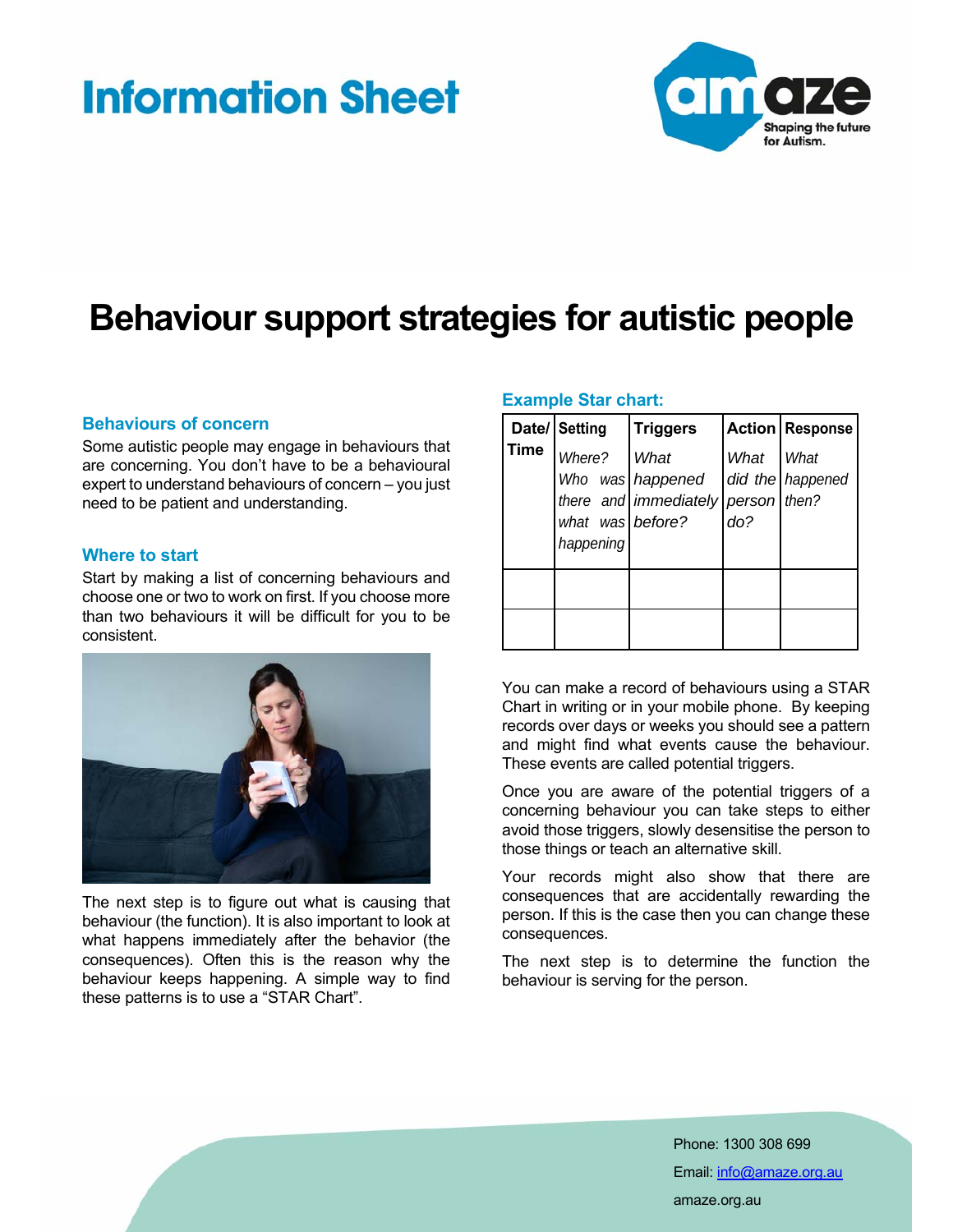# Information Sheet

# Behaviour support strategies for autistic people

## Behaviours of concern

Some autistic people may engage in behaviours that are concerning. You don't have to be a behavioural expert to understand behaviours of concern – you just need to be patient and understanding.

## Where to start

Start by making a list of concerning behaviours and choose one or two to work on first. If you choose more than two behaviours it will be difficult for you to be consistent.

The next step is to figure out what is causing that behaviour (the function). It is also important to look at what happens immediately after the behavior (the consequences). Often this is the reason why the behaviour keeps happening. A simple way to find these patterns is to use a "STAR Chart".

### Example Star chart:

| Date/ Time | Setting<br>*Where? Who was there and what was happening* | Triggers<br>*What happened immediately before?* | Action<br>*What did the person do?* | Response<br>*What happened then?* |
|---|---|---|---|---|
| | | | | |
| | | | | |

You can make a record of behaviours using a STAR Chart in writing or in your mobile phone. By keeping records over days or weeks you should see a pattern and might find what events cause the behaviour. These events are called potential triggers.

Once you are aware of the potential triggers of a concerning behaviour you can take steps to either avoid those triggers, slowly desensitise the person to those things or teach an alternative skill.

Your records might also show that there are consequences that are accidentally rewarding the person. If this is the case then you can change these consequences.

The next step is to determine the function the behaviour is serving for the person.

Phone: 1300 308 699

Email: info@amaze.org.au

amaze.org.au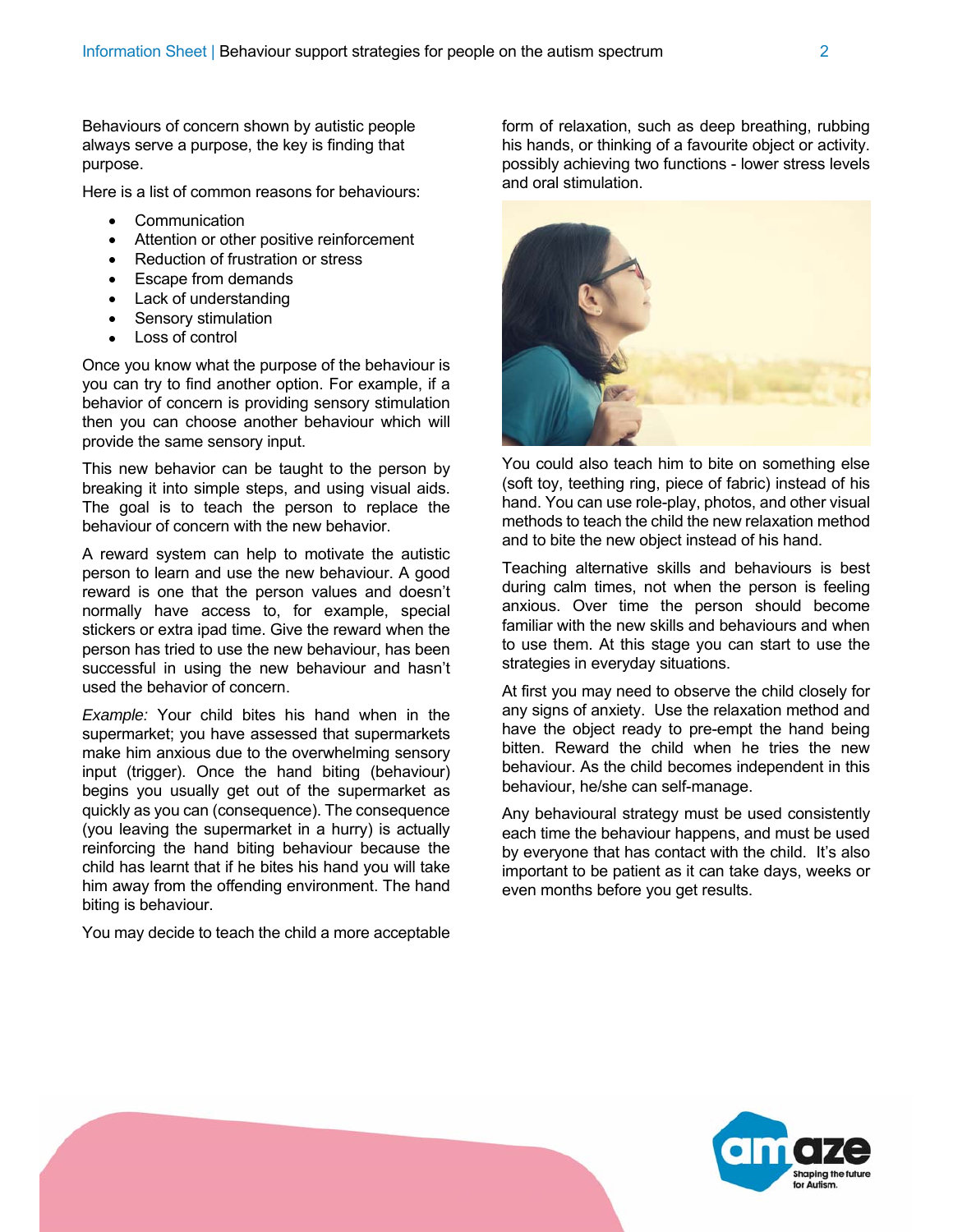Behaviours of concern shown by autistic people always serve a purpose, the key is finding that purpose.

Here is a list of common reasons for behaviours:

- Communication
- Attention or other positive reinforcement
- Reduction of frustration or stress
- Escape from demands
- Lack of understanding
- Sensory stimulation
- Loss of control

Once you know what the purpose of the behaviour is you can try to find another option. For example, if a behavior of concern is providing sensory stimulation then you can choose another behaviour which will provide the same sensory input.

This new behavior can be taught to the person by breaking it into simple steps, and using visual aids. The goal is to teach the person to replace the behaviour of concern with the new behavior.

A reward system can help to motivate the autistic person to learn and use the new behaviour. A good reward is one that the person values and doesn't normally have access to, for example, special stickers or extra ipad time. Give the reward when the person has tried to use the new behaviour, has been successful in using the new behaviour and hasn't used the behavior of concern.

*Example:* Your child bites his hand when in the supermarket; you have assessed that supermarkets make him anxious due to the overwhelming sensory input (trigger). Once the hand biting (behaviour) begins you usually get out of the supermarket as quickly as you can (consequence). The consequence (you leaving the supermarket in a hurry) is actually reinforcing the hand biting behaviour because the child has learnt that if he bites his hand you will take him away from the offending environment. The hand biting is behaviour.

You may decide to teach the child a more acceptable form of relaxation, such as deep breathing, rubbing his hands, or thinking of a favourite object or activity. possibly achieving two functions - lower stress levels and oral stimulation.

You could also teach him to bite on something else (soft toy, teething ring, piece of fabric) instead of his hand. You can use role-play, photos, and other visual methods to teach the child the new relaxation method and to bite the new object instead of his hand.

Teaching alternative skills and behaviours is best during calm times, not when the person is feeling anxious. Over time the person should become familiar with the new skills and behaviours and when to use them. At this stage you can start to use the strategies in everyday situations.

At first you may need to observe the child closely for any signs of anxiety. Use the relaxation method and have the object ready to pre-empt the hand being bitten. Reward the child when he tries the new behaviour. As the child becomes independent in this behaviour, he/she can self-manage.

Any behavioural strategy must be used consistently each time the behaviour happens, and must be used by everyone that has contact with the child. It's also important to be patient as it can take days, weeks or even months before you get results.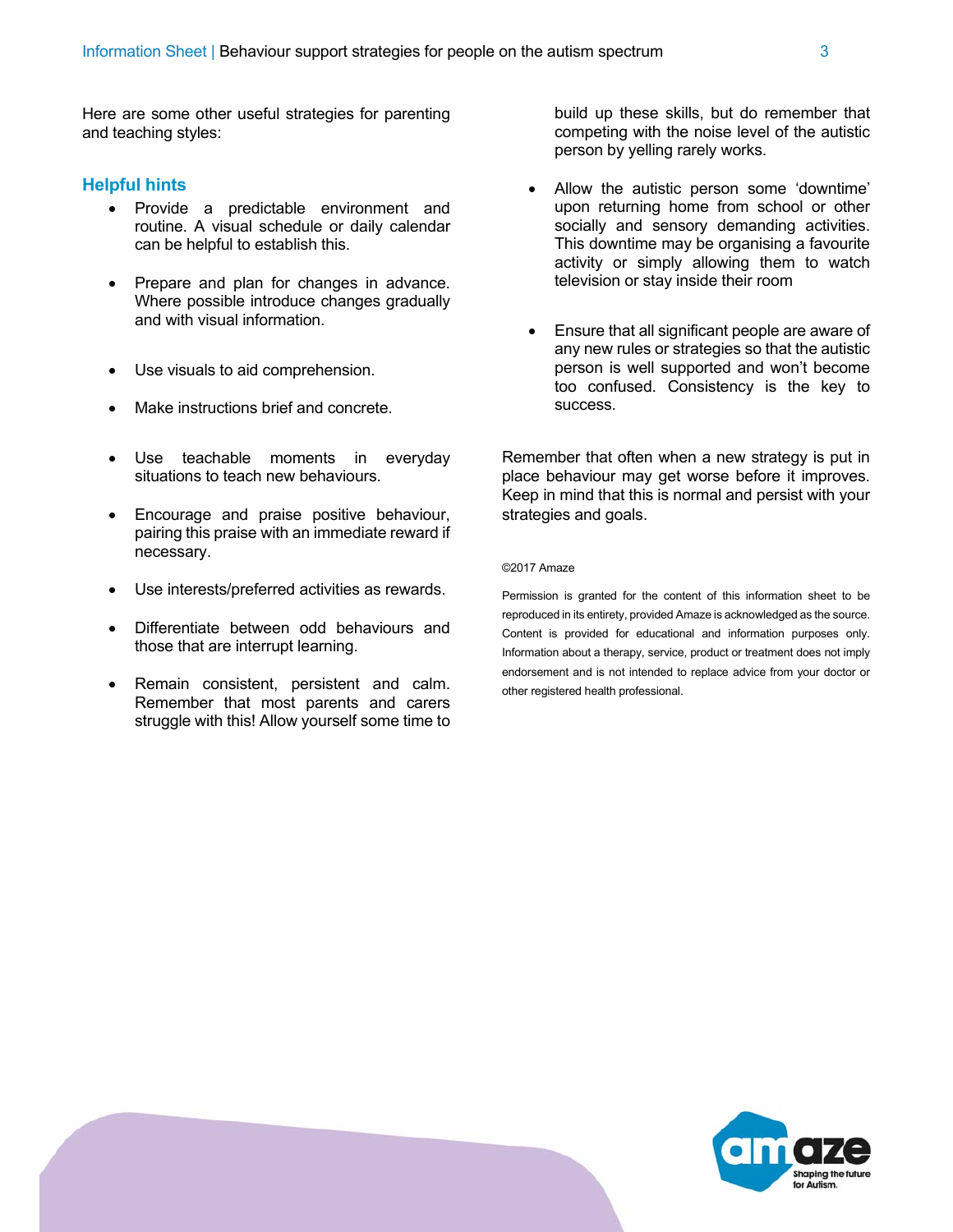Here are some other useful strategies for parenting and teaching styles:

## Helpful hints

- Provide a predictable environment and routine. A visual schedule or daily calendar can be helpful to establish this.
- Prepare and plan for changes in advance. Where possible introduce changes gradually and with visual information.
- Use visuals to aid comprehension.
- Make instructions brief and concrete.
- Use teachable moments in everyday situations to teach new behaviours.
- Encourage and praise positive behaviour, pairing this praise with an immediate reward if necessary.
- Use interests/preferred activities as rewards.
- Differentiate between odd behaviours and those that are interrupt learning.
- Remain consistent, persistent and calm. Remember that most parents and carers struggle with this! Allow yourself some time to build up these skills, but do remember that competing with the noise level of the autistic person by yelling rarely works.
- Allow the autistic person some 'downtime' upon returning home from school or other socially and sensory demanding activities. This downtime may be organising a favourite activity or simply allowing them to watch television or stay inside their room
- Ensure that all significant people are aware of any new rules or strategies so that the autistic person is well supported and won't become too confused. Consistency is the key to success.

Remember that often when a new strategy is put in place behaviour may get worse before it improves. Keep in mind that this is normal and persist with your strategies and goals.

©2017 Amaze

Permission is granted for the content of this information sheet to be reproduced in its entirety, provided Amaze is acknowledged as the source. Content is provided for educational and information purposes only. Information about a therapy, service, product or treatment does not imply endorsement and is not intended to replace advice from your doctor or other registered health professional.

amaze
Shaping the future for Autism.